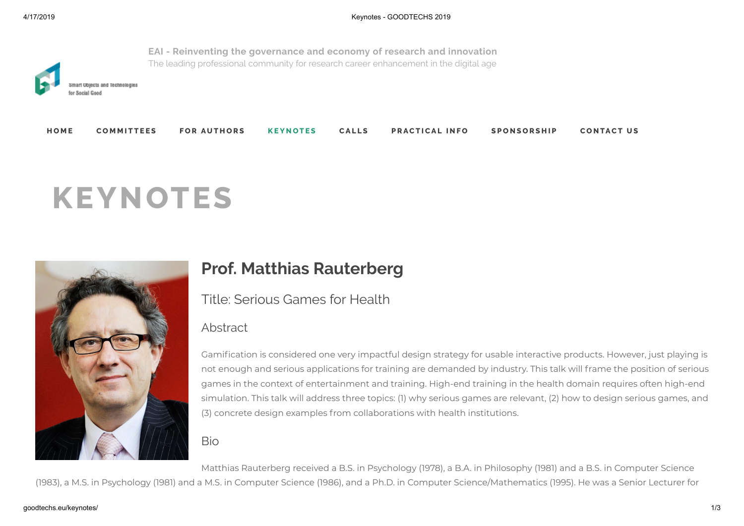**EAI - Reinventing the governance and economy of research and innovation**

The leading professional community for research career enhancement in the digital age

Smart Objects and Technologies for Social Good

HOME COMMITTEES FOR AUTHORS KEYNOTES CALLS PRACTICAL INFO SPONSORSHIP CONTACT US

# KEYNOTES

## Prof. Matthias Rauterberg

### Title: Serious Games for Health

### Abstract

Gamification is considered one very impactful design strategy for usable interactive products. However, just playing is not enough and serious applications for training are demanded by industry. This talk will frame the position of serious games in the context of entertainment and training. High-end training in the health domain requires often high-end simulation. This talk will address three topics: (1) why serious games are relevant, (2) how to design serious games, and (3) concrete design examples from collaborations with health institutions.

### Bio

Matthias Rauterberg received a B.S. in Psychology (1978), a B.A. in Philosophy (1981) and a B.S. in Computer Science (1983), a M.S. in Psychology (1981) and a M.S. in Computer Science (1986), and a Ph.D. in Computer Science/Mathematics (1995). He was a Senior Lecturer for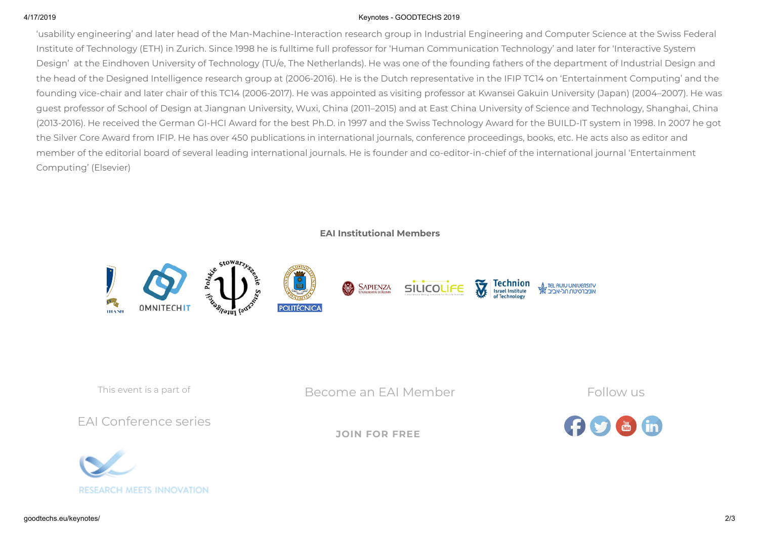'usability engineering' and later head of the Man-Machine-Interaction research group in Industrial Engineering and Computer Science at the Swiss Federal Institute of Technology (ETH) in Zurich. Since 1998 he is fulltime full professor for 'Human Communication Technology' and later for 'Interactive System Design' at the Eindhoven University of Technology (TU/e, The Netherlands). He was one of the founding fathers of the department of Industrial Design and the head of the Designed Intelligence research group at (2006-2016). He is the Dutch representative in the IFIP TC14 on 'Entertainment Computing' and the founding vice-chair and later chair of this TC14 (2006-2017). He was appointed as visiting professor at Kwansei Gakuin University (Japan) (2004–2007). He was guest professor of School of Design at Jiangnan University, Wuxi, China (2011–2015) and at East China University of Science and Technology, Shanghai, China (2013-2016). He received the German GI-HCI Award for the best Ph.D. in 1997 and the Swiss Technology Award for the BUILD-IT system in 1998. In 2007 he got the Silver Core Award from IFIP. He has over 450 publications in international journals, conference proceedings, books, etc. He acts also as editor and member of the editorial board of several leading international journals. He is founder and co-editor-in-chief of the international journal 'Entertainment Computing' (Elsevier)

**EAI Institutional Members**

This event is a part of

EAI Conference series

Become an EAI Member

JOIN FOR FREE

Follow us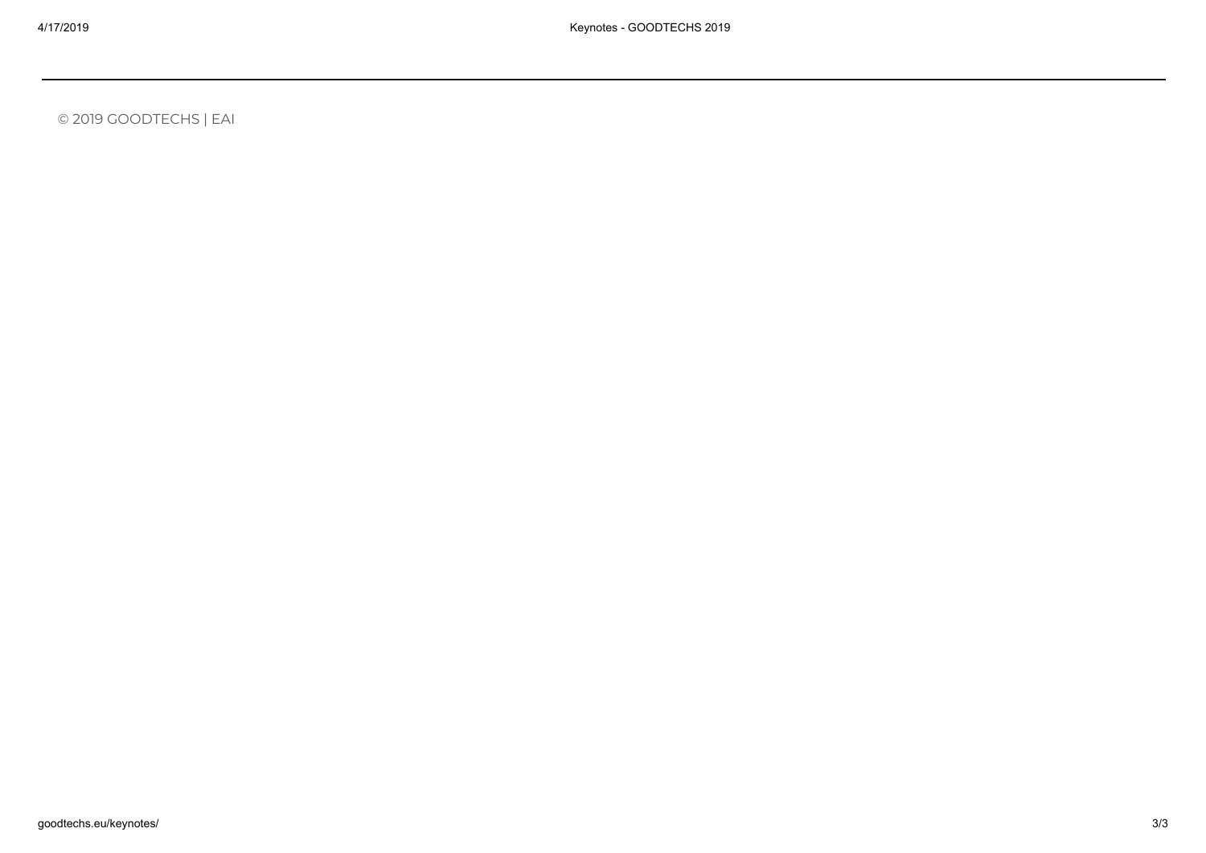© 2019 GOODTECHS | EAI